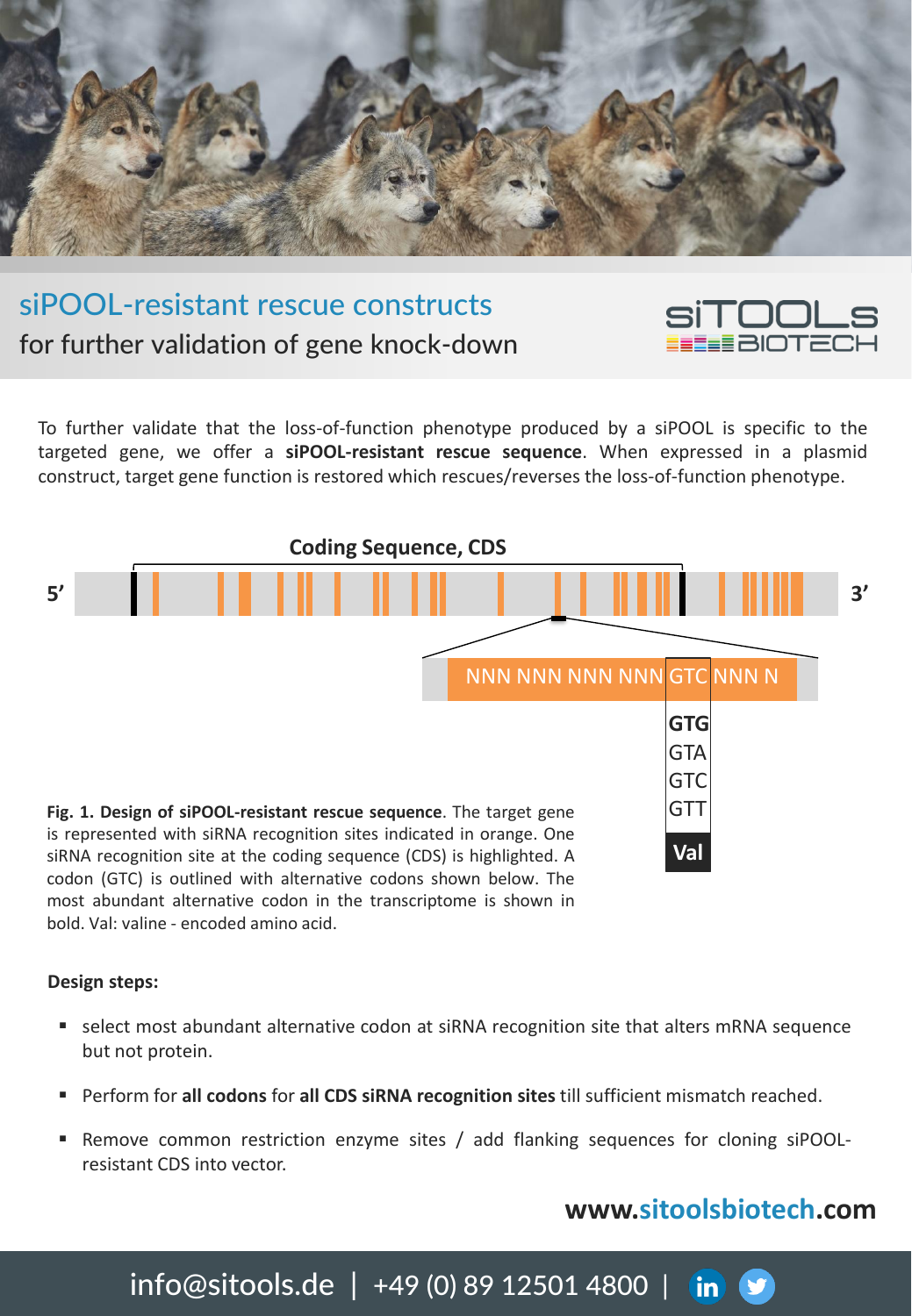# siPOOL-resistant rescue constructs

## for further validation of gene knock-down

SITOOLS BIOTECH

To further validate that the loss-of-function phenotype produced by a siPOOL is specific to the targeted gene, we offer a **siPOOL-resistant rescue sequence**. When expressed in a plasmid construct, target gene function is restored which rescues/reverses the loss-of-function phenotype.

**Fig. 1. Design of siPOOL-resistant rescue sequence**. The target gene is represented with siRNA recognition sites indicated in orange. One siRNA recognition site at the coding sequence (CDS) is highlighted. A codon (GTC) is outlined with alternative codons shown below. The most abundant alternative codon in the transcriptome is shown in bold. Val: valine - encoded amino acid.

**Design steps:**

- select most abundant alternative codon at siRNA recognition site that alters mRNA sequence but not protein.
- Perform for **all codons** for **all CDS siRNA recognition sites** till sufficient mismatch reached.
- Remove common restriction enzyme sites / add flanking sequences for cloning siPOOL-resistant CDS into vector.

**www.sitoolsbiotech.com**

info@sitools.de | +49 (0) 89 12501 4800 |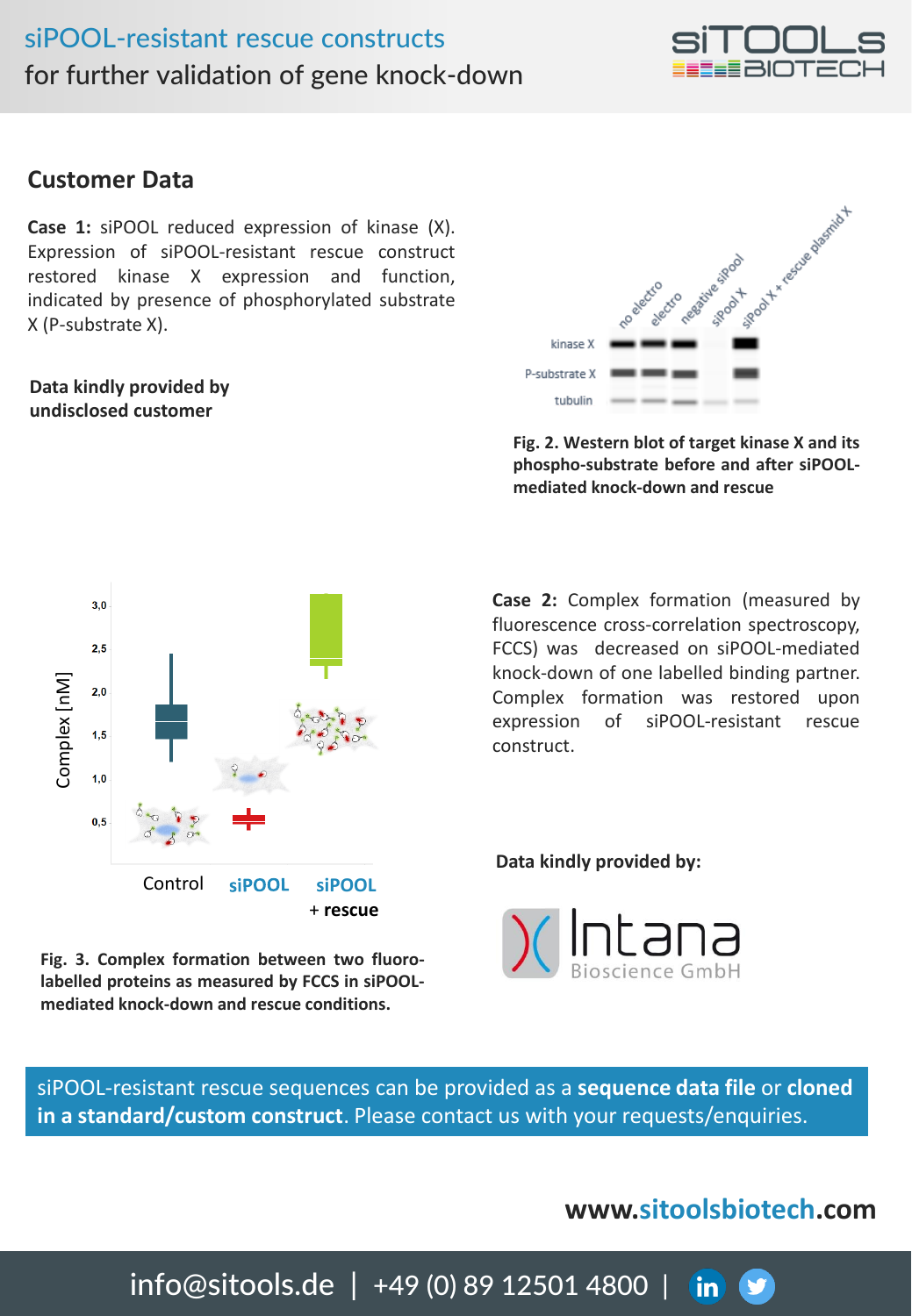# siPOOL-resistant rescue constructs
for further validation of gene knock-down

## Customer Data

**Case 1:** siPOOL reduced expression of kinase (X). Expression of siPOOL-resistant rescue construct restored kinase X expression and function, indicated by presence of phosphorylated substrate X (P-substrate X).

**Data kindly provided by undisclosed customer**

no electro
electro
negative siPool
siPool X
siPool X + rescue plasmid X
kinase X
P-substrate X
tubulin

**Fig. 2. Western blot of target kinase X and its phospho-substrate before and after siPOOL-mediated knock-down and rescue**

Complex [nM]
3,0
2,5
2,0
1,5
1,0
0,5
Control
siPOOL
siPOOL + rescue

**Fig. 3. Complex formation between two fluoro-labelled proteins as measured by FCCS in siPOOL-mediated knock-down and rescue conditions.**

**Case 2:** Complex formation (measured by fluorescence cross-correlation spectroscopy, FCCS) was decreased on siPOOL-mediated knock-down of one labelled binding partner. Complex formation was restored upon expression of siPOOL-resistant rescue construct.

**Data kindly provided by:**

Intana Bioscience GmbH

siPOOL-resistant rescue sequences can be provided as a **sequence data file** or **cloned in a standard/custom construct**. Please contact us with your requests/enquiries.

www.sitoolsbiotech.com

info@sitools.de | +49 (0) 89 12501 4800 |